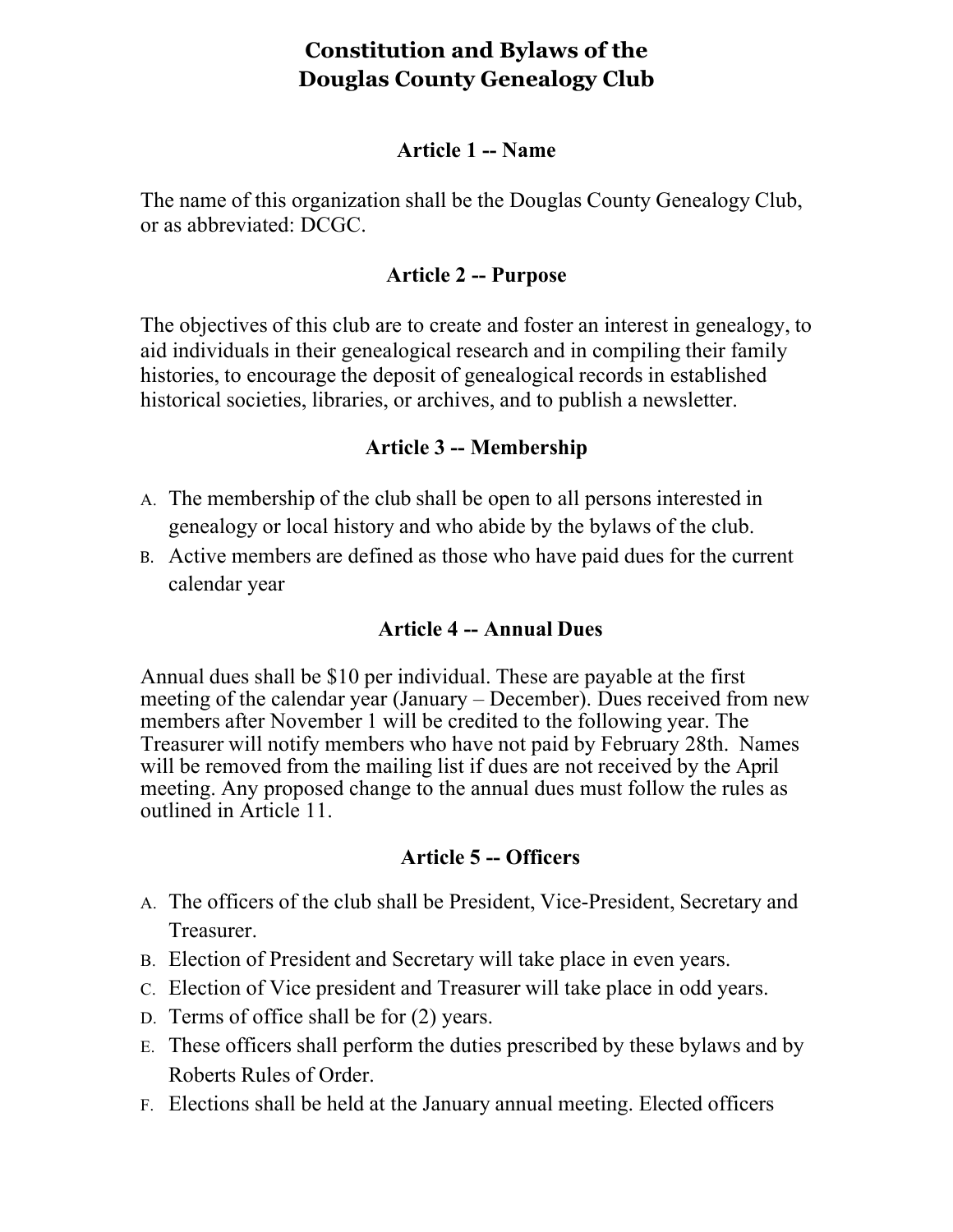# Constitution and Bylaws of the Douglas County Genealogy Club

## Article 1 -- Name

The name of this organization shall be the Douglas County Genealogy Club, or as abbreviated: DCGC.

## Article 2 -- Purpose

The objectives of this club are to create and foster an interest in genealogy, to aid individuals in their genealogical research and in compiling their family histories, to encourage the deposit of genealogical records in established historical societies, libraries, or archives, and to publish a newsletter.

## Article 3 -- Membership

A. The membership of the club shall be open to all persons interested in genealogy or local history and who abide by the bylaws of the club.

B. Active members are defined as those who have paid dues for the current calendar year

## Article 4 -- Annual Dues

Annual dues shall be $10 per individual. These are payable at the first meeting of the calendar year (January – December). Dues received from new members after November 1 will be credited to the following year. The Treasurer will notify members who have not paid by February 28th. Names will be removed from the mailing list if dues are not received by the April meeting. Any proposed change to the annual dues must follow the rules as outlined in Article 11.

## Article 5 -- Officers

A. The officers of the club shall be President, Vice-President, Secretary and Treasurer.

B. Election of President and Secretary will take place in even years.

C. Election of Vice president and Treasurer will take place in odd years.

D. Terms of office shall be for (2) years.

E. These officers shall perform the duties prescribed by these bylaws and by Roberts Rules of Order.

F. Elections shall be held at the January annual meeting. Elected officers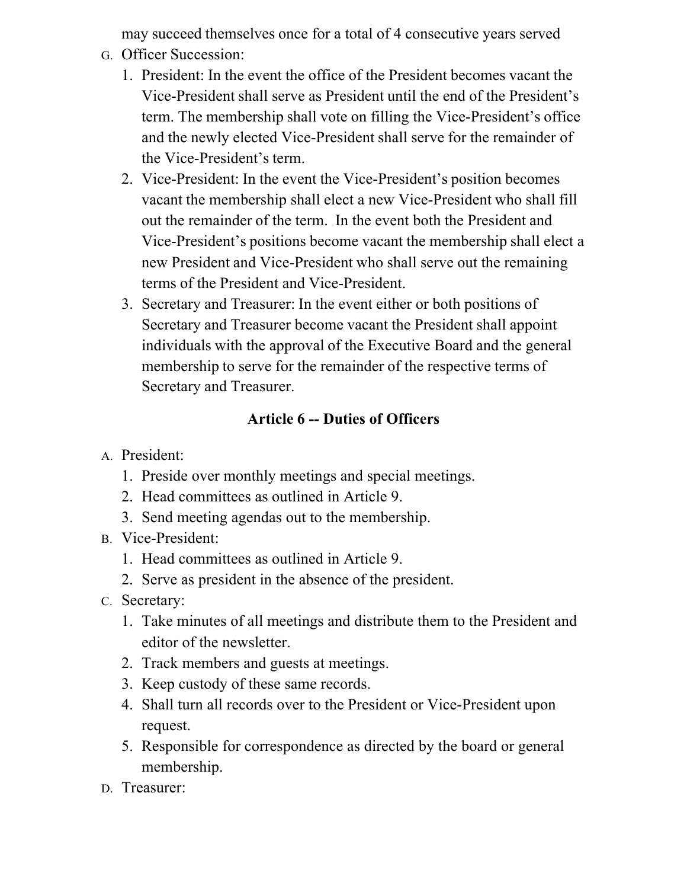may succeed themselves once for a total of 4 consecutive years served

G. Officer Succession:
   1. President: In the event the office of the President becomes vacant the Vice-President shall serve as President until the end of the President's term. The membership shall vote on filling the Vice-President's office and the newly elected Vice-President shall serve for the remainder of the Vice-President's term.
   2. Vice-President: In the event the Vice-President's position becomes vacant the membership shall elect a new Vice-President who shall fill out the remainder of the term. In the event both the President and Vice-President's positions become vacant the membership shall elect a new President and Vice-President who shall serve out the remaining terms of the President and Vice-President.
   3. Secretary and Treasurer: In the event either or both positions of Secretary and Treasurer become vacant the President shall appoint individuals with the approval of the Executive Board and the general membership to serve for the remainder of the respective terms of Secretary and Treasurer.

## Article 6 -- Duties of Officers

A. President:
   1. Preside over monthly meetings and special meetings.
   2. Head committees as outlined in Article 9.
   3. Send meeting agendas out to the membership.

B. Vice-President:
   1. Head committees as outlined in Article 9.
   2. Serve as president in the absence of the president.

C. Secretary:
   1. Take minutes of all meetings and distribute them to the President and editor of the newsletter.
   2. Track members and guests at meetings.
   3. Keep custody of these same records.
   4. Shall turn all records over to the President or Vice-President upon request.
   5. Responsible for correspondence as directed by the board or general membership.

D. Treasurer: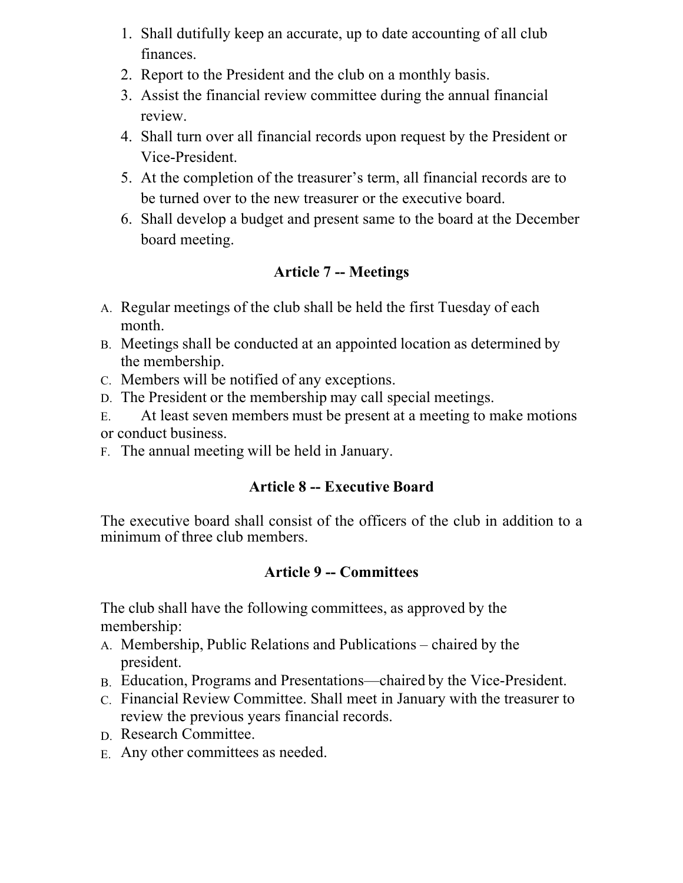1. Shall dutifully keep an accurate, up to date accounting of all club finances.
2. Report to the President and the club on a monthly basis.
3. Assist the financial review committee during the annual financial review.
4. Shall turn over all financial records upon request by the President or Vice-President.
5. At the completion of the treasurer's term, all financial records are to be turned over to the new treasurer or the executive board.
6. Shall develop a budget and present same to the board at the December board meeting.

### Article 7 -- Meetings

A. Regular meetings of the club shall be held the first Tuesday of each month.
B. Meetings shall be conducted at an appointed location as determined by the membership.
C. Members will be notified of any exceptions.
D. The President or the membership may call special meetings.
E. At least seven members must be present at a meeting to make motions or conduct business.
F. The annual meeting will be held in January.

### Article 8 -- Executive Board

The executive board shall consist of the officers of the club in addition to a minimum of three club members.

### Article 9 -- Committees

The club shall have the following committees, as approved by the membership:

A. Membership, Public Relations and Publications – chaired by the president.
B. Education, Programs and Presentations—chaired by the Vice-President.
C. Financial Review Committee. Shall meet in January with the treasurer to review the previous years financial records.
D. Research Committee.
E. Any other committees as needed.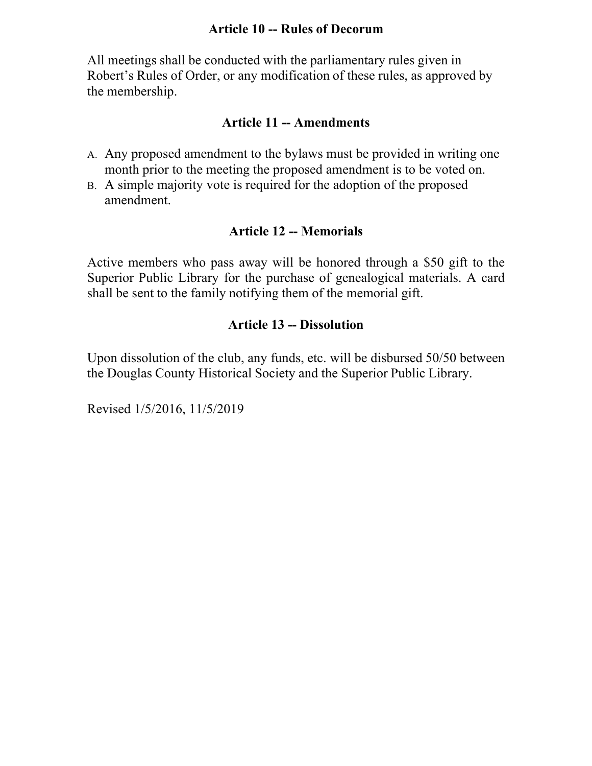## Article 10 -- Rules of Decorum

All meetings shall be conducted with the parliamentary rules given in Robert's Rules of Order, or any modification of these rules, as approved by the membership.

## Article 11 -- Amendments

A. Any proposed amendment to the bylaws must be provided in writing one month prior to the meeting the proposed amendment is to be voted on.
B. A simple majority vote is required for the adoption of the proposed amendment.

## Article 12 -- Memorials

Active members who pass away will be honored through a $50 gift to the Superior Public Library for the purchase of genealogical materials. A card shall be sent to the family notifying them of the memorial gift.

## Article 13 -- Dissolution

Upon dissolution of the club, any funds, etc. will be disbursed 50/50 between the Douglas County Historical Society and the Superior Public Library.

Revised 1/5/2016, 11/5/2019